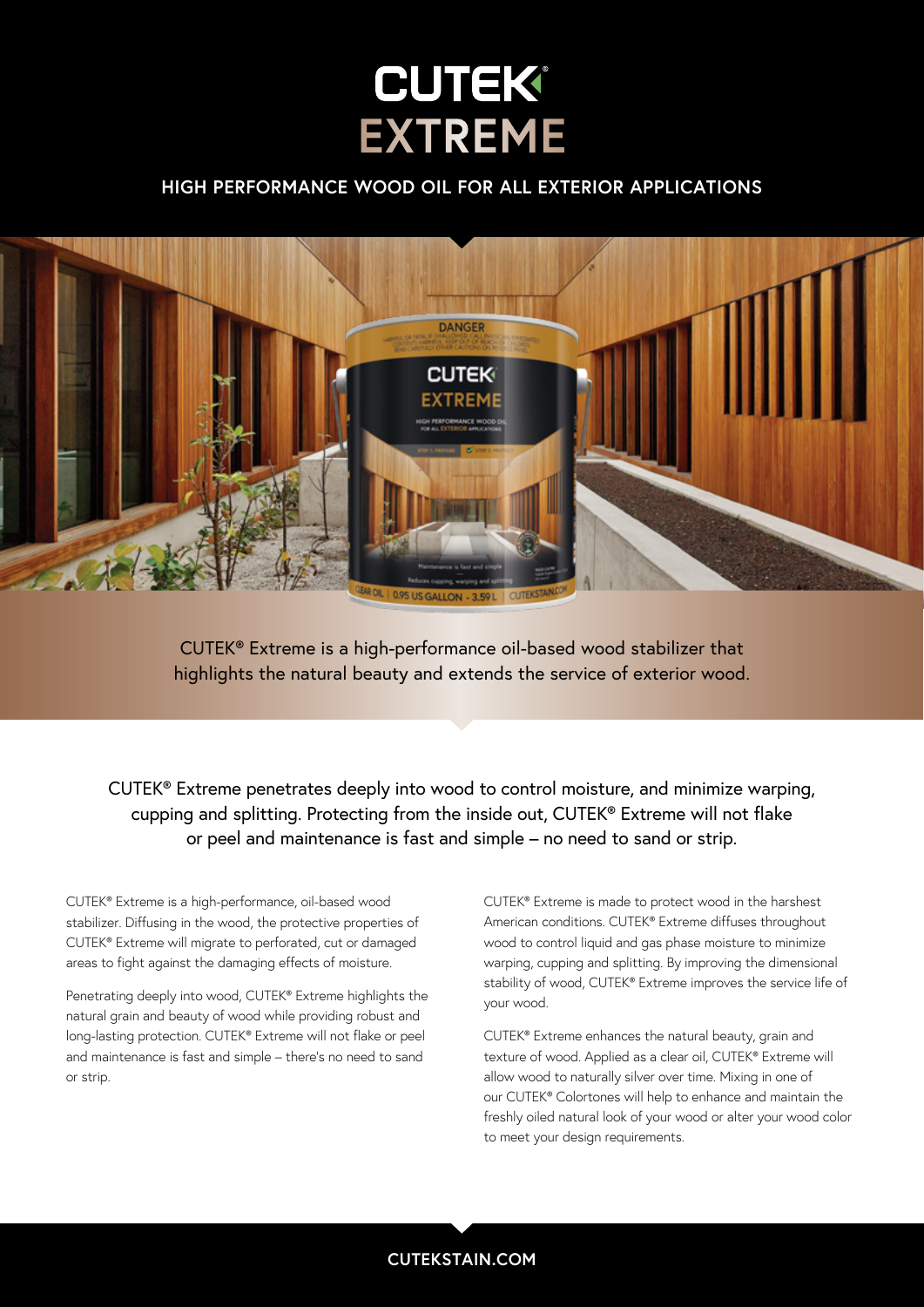# CUTEK® EXTREME

## HIGH PERFORMANCE WOOD OIL FOR ALL EXTERIOR APPLICATIONS

CUTEK® Extreme is a high-performance oil-based wood stabilizer that highlights the natural beauty and extends the service of exterior wood.

CUTEK® Extreme penetrates deeply into wood to control moisture, and minimize warping, cupping and splitting. Protecting from the inside out, CUTEK® Extreme will not flake or peel and maintenance is fast and simple – no need to sand or strip.

CUTEK® Extreme is a high-performance, oil-based wood stabilizer. Diffusing in the wood, the protective properties of CUTEK® Extreme will migrate to perforated, cut or damaged areas to fight against the damaging effects of moisture.

Penetrating deeply into wood, CUTEK® Extreme highlights the natural grain and beauty of wood while providing robust and long-lasting protection. CUTEK® Extreme will not flake or peel and maintenance is fast and simple – there's no need to sand or strip.

CUTEK® Extreme is made to protect wood in the harshest American conditions. CUTEK® Extreme diffuses throughout wood to control liquid and gas phase moisture to minimize warping, cupping and splitting. By improving the dimensional stability of wood, CUTEK® Extreme improves the service life of your wood.

CUTEK® Extreme enhances the natural beauty, grain and texture of wood. Applied as a clear oil, CUTEK® Extreme will allow wood to naturally silver over time. Mixing in one of our CUTEK® Colortones will help to enhance and maintain the freshly oiled natural look of your wood or alter your wood color to meet your design requirements.

**CUTEKSTAIN.COM**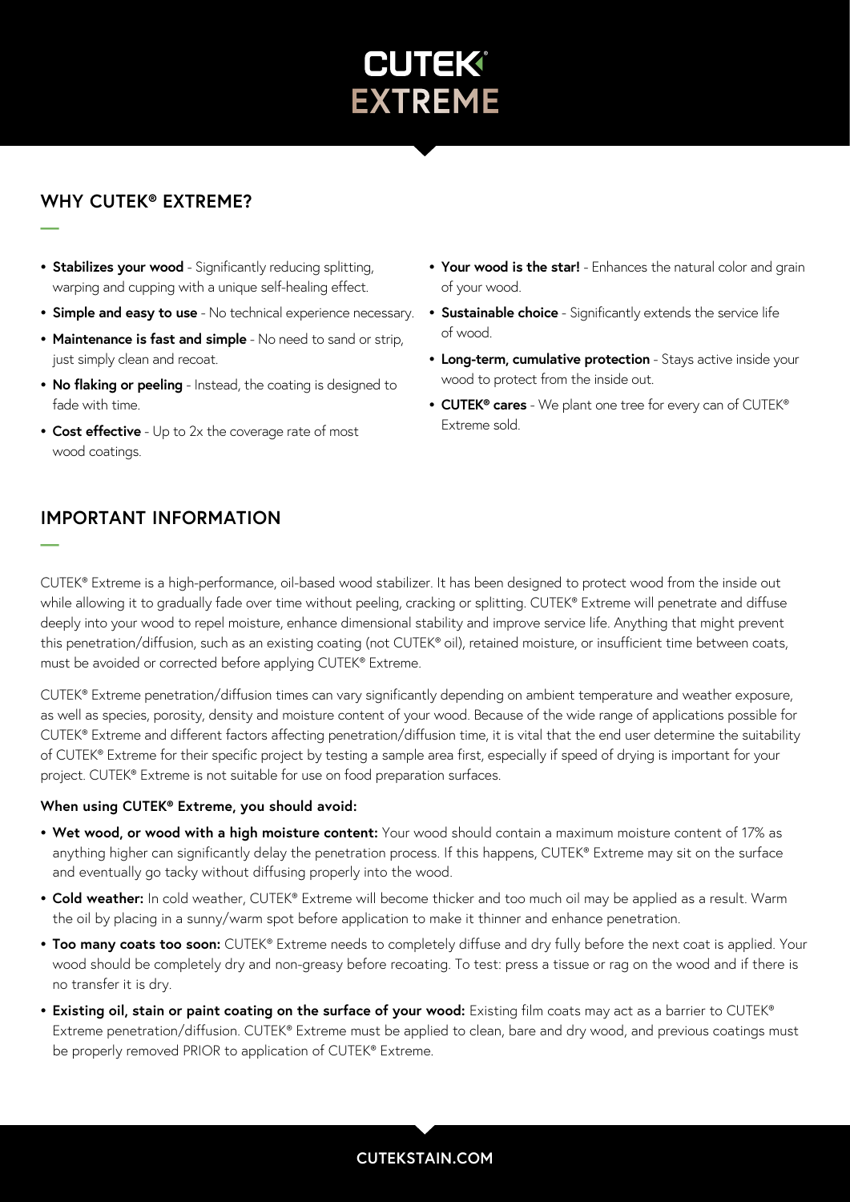# CUTEK® EXTREME

## WHY CUTEK® EXTREME?

- **Stabilizes your wood** - Significantly reducing splitting, warping and cupping with a unique self-healing effect.
- **Simple and easy to use** - No technical experience necessary.
- **Maintenance is fast and simple** - No need to sand or strip, just simply clean and recoat.
- **No flaking or peeling** - Instead, the coating is designed to fade with time.
- **Cost effective** - Up to 2x the coverage rate of most wood coatings.
- **Your wood is the star!** - Enhances the natural color and grain of your wood.
- **Sustainable choice** - Significantly extends the service life of wood.
- **Long-term, cumulative protection** - Stays active inside your wood to protect from the inside out.
- **CUTEK® cares** - We plant one tree for every can of CUTEK® Extreme sold.

## IMPORTANT INFORMATION

CUTEK® Extreme is a high-performance, oil-based wood stabilizer. It has been designed to protect wood from the inside out while allowing it to gradually fade over time without peeling, cracking or splitting. CUTEK® Extreme will penetrate and diffuse deeply into your wood to repel moisture, enhance dimensional stability and improve service life. Anything that might prevent this penetration/diffusion, such as an existing coating (not CUTEK® oil), retained moisture, or insufficient time between coats, must be avoided or corrected before applying CUTEK® Extreme.

CUTEK® Extreme penetration/diffusion times can vary significantly depending on ambient temperature and weather exposure, as well as species, porosity, density and moisture content of your wood. Because of the wide range of applications possible for CUTEK® Extreme and different factors affecting penetration/diffusion time, it is vital that the end user determine the suitability of CUTEK® Extreme for their specific project by testing a sample area first, especially if speed of drying is important for your project. CUTEK® Extreme is not suitable for use on food preparation surfaces.

**When using CUTEK® Extreme, you should avoid:**

- **Wet wood, or wood with a high moisture content:** Your wood should contain a maximum moisture content of 17% as anything higher can significantly delay the penetration process. If this happens, CUTEK® Extreme may sit on the surface and eventually go tacky without diffusing properly into the wood.
- **Cold weather:** In cold weather, CUTEK® Extreme will become thicker and too much oil may be applied as a result. Warm the oil by placing in a sunny/warm spot before application to make it thinner and enhance penetration.
- **Too many coats too soon:** CUTEK® Extreme needs to completely diffuse and dry fully before the next coat is applied. Your wood should be completely dry and non-greasy before recoating. To test: press a tissue or rag on the wood and if there is no transfer it is dry.
- **Existing oil, stain or paint coating on the surface of your wood:** Existing film coats may act as a barrier to CUTEK® Extreme penetration/diffusion. CUTEK® Extreme must be applied to clean, bare and dry wood, and previous coatings must be properly removed PRIOR to application of CUTEK® Extreme.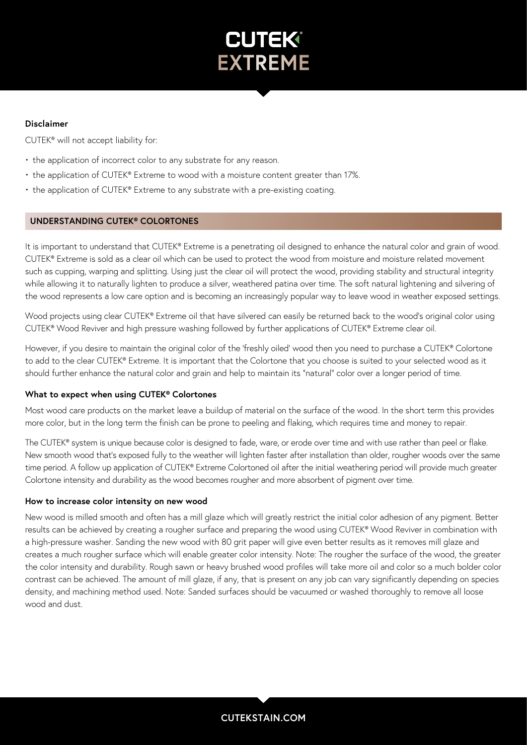### Disclaimer

CUTEK® will not accept liability for:

- the application of incorrect color to any substrate for any reason.
- the application of CUTEK® Extreme to wood with a moisture content greater than 17%.
- the application of CUTEK® Extreme to any substrate with a pre-existing coating.

## UNDERSTANDING CUTEK® COLORTONES

It is important to understand that CUTEK® Extreme is a penetrating oil designed to enhance the natural color and grain of wood. CUTEK® Extreme is sold as a clear oil which can be used to protect the wood from moisture and moisture related movement such as cupping, warping and splitting. Using just the clear oil will protect the wood, providing stability and structural integrity while allowing it to naturally lighten to produce a silver, weathered patina over time. The soft natural lightening and silvering of the wood represents a low care option and is becoming an increasingly popular way to leave wood in weather exposed settings.

Wood projects using clear CUTEK® Extreme oil that have silvered can easily be returned back to the wood's original color using CUTEK® Wood Reviver and high pressure washing followed by further applications of CUTEK® Extreme clear oil.

However, if you desire to maintain the original color of the 'freshly oiled' wood then you need to purchase a CUTEK® Colortone to add to the clear CUTEK® Extreme. It is important that the Colortone that you choose is suited to your selected wood as it should further enhance the natural color and grain and help to maintain its "natural" color over a longer period of time.

### What to expect when using CUTEK® Colortones

Most wood care products on the market leave a buildup of material on the surface of the wood. In the short term this provides more color, but in the long term the finish can be prone to peeling and flaking, which requires time and money to repair.

The CUTEK® system is unique because color is designed to fade, ware, or erode over time and with use rather than peel or flake. New smooth wood that's exposed fully to the weather will lighten faster after installation than older, rougher woods over the same time period. A follow up application of CUTEK® Extreme Colortoned oil after the initial weathering period will provide much greater Colortone intensity and durability as the wood becomes rougher and more absorbent of pigment over time.

### How to increase color intensity on new wood

New wood is milled smooth and often has a mill glaze which will greatly restrict the initial color adhesion of any pigment. Better results can be achieved by creating a rougher surface and preparing the wood using CUTEK® Wood Reviver in combination with a high-pressure washer. Sanding the new wood with 80 grit paper will give even better results as it removes mill glaze and creates a much rougher surface which will enable greater color intensity. Note: The rougher the surface of the wood, the greater the color intensity and durability. Rough sawn or heavy brushed wood profiles will take more oil and color so a much bolder color contrast can be achieved. The amount of mill glaze, if any, that is present on any job can vary significantly depending on species density, and machining method used. Note: Sanded surfaces should be vacuumed or washed thoroughly to remove all loose wood and dust.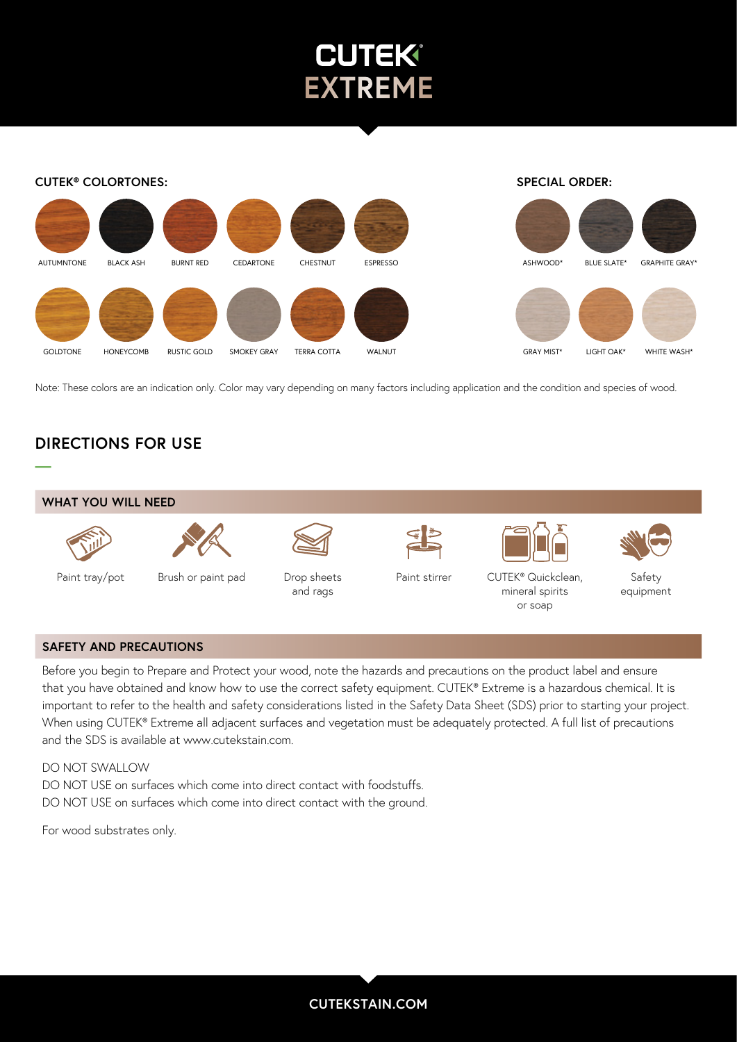# CUTEK EXTREME

**CUTEK® COLORTONES:**

AUTUMNTONE, BLACK ASH, BURNT RED, CEDARTONE, CHESTNUT, ESPRESSO

GOLDTONE, HONEYCOMB, RUSTIC GOLD, SMOKEY GRAY, TERRA COTTA, WALNUT

**SPECIAL ORDER:**

ASHWOOD*, BLUE SLATE*, GRAPHITE GRAY*

GRAY MIST*, LIGHT OAK*, WHITE WASH*

Note: These colors are an indication only. Color may vary depending on many factors including application and the condition and species of wood.

## DIRECTIONS FOR USE

### WHAT YOU WILL NEED

- Paint tray/pot
- Brush or paint pad
- Drop sheets and rags
- Paint stirrer
- CUTEK® Quickclean, mineral spirits or soap
- Safety equipment

### SAFETY AND PRECAUTIONS

Before you begin to Prepare and Protect your wood, note the hazards and precautions on the product label and ensure that you have obtained and know how to use the correct safety equipment. CUTEK® Extreme is a hazardous chemical. It is important to refer to the health and safety considerations listed in the Safety Data Sheet (SDS) prior to starting your project. When using CUTEK® Extreme all adjacent surfaces and vegetation must be adequately protected. A full list of precautions and the SDS is available at www.cutekstain.com.

DO NOT SWALLOW

DO NOT USE on surfaces which come into direct contact with foodstuffs.

DO NOT USE on surfaces which come into direct contact with the ground.

For wood substrates only.

CUTEKSTAIN.COM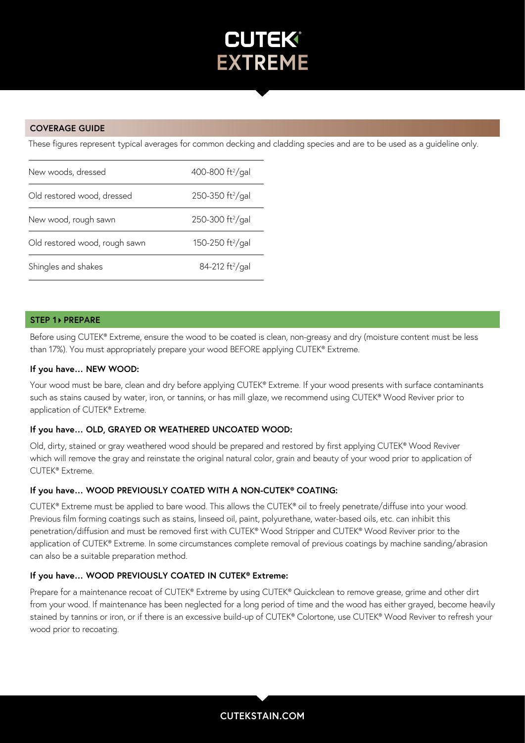## COVERAGE GUIDE

These figures represent typical averages for common decking and cladding species and are to be used as a guideline only.

| | |
|---|---|
| New woods, dressed | 400-800 $ft^2$/gal |
| Old restored wood, dressed | 250-350 $ft^2$/gal |
| New wood, rough sawn | 250-300 $ft^2$/gal |
| Old restored wood, rough sawn | 150-250 $ft^2$/gal |
| Shingles and shakes | 84-212 $ft^2$/gal |

## STEP 1 ▸ PREPARE

Before using CUTEK® Extreme, ensure the wood to be coated is clean, non-greasy and dry (moisture content must be less than 17%). You must appropriately prepare your wood BEFORE applying CUTEK® Extreme.

### If you have… NEW WOOD:

Your wood must be bare, clean and dry before applying CUTEK® Extreme. If your wood presents with surface contaminants such as stains caused by water, iron, or tannins, or has mill glaze, we recommend using CUTEK® Wood Reviver prior to application of CUTEK® Extreme.

### If you have… OLD, GRAYED OR WEATHERED UNCOATED WOOD:

Old, dirty, stained or gray weathered wood should be prepared and restored by first applying CUTEK® Wood Reviver which will remove the gray and reinstate the original natural color, grain and beauty of your wood prior to application of CUTEK® Extreme.

### If you have… WOOD PREVIOUSLY COATED WITH A NON-CUTEK® COATING:

CUTEK® Extreme must be applied to bare wood. This allows the CUTEK® oil to freely penetrate/diffuse into your wood. Previous film forming coatings such as stains, linseed oil, paint, polyurethane, water-based oils, etc. can inhibit this penetration/diffusion and must be removed first with CUTEK® Wood Stripper and CUTEK® Wood Reviver prior to the application of CUTEK® Extreme. In some circumstances complete removal of previous coatings by machine sanding/abrasion can also be a suitable preparation method.

### If you have… WOOD PREVIOUSLY COATED IN CUTEK® Extreme:

Prepare for a maintenance recoat of CUTEK® Extreme by using CUTEK® Quickclean to remove grease, grime and other dirt from your wood. If maintenance has been neglected for a long period of time and the wood has either grayed, become heavily stained by tannins or iron, or if there is an excessive build-up of CUTEK® Colortone, use CUTEK® Wood Reviver to refresh your wood prior to recoating.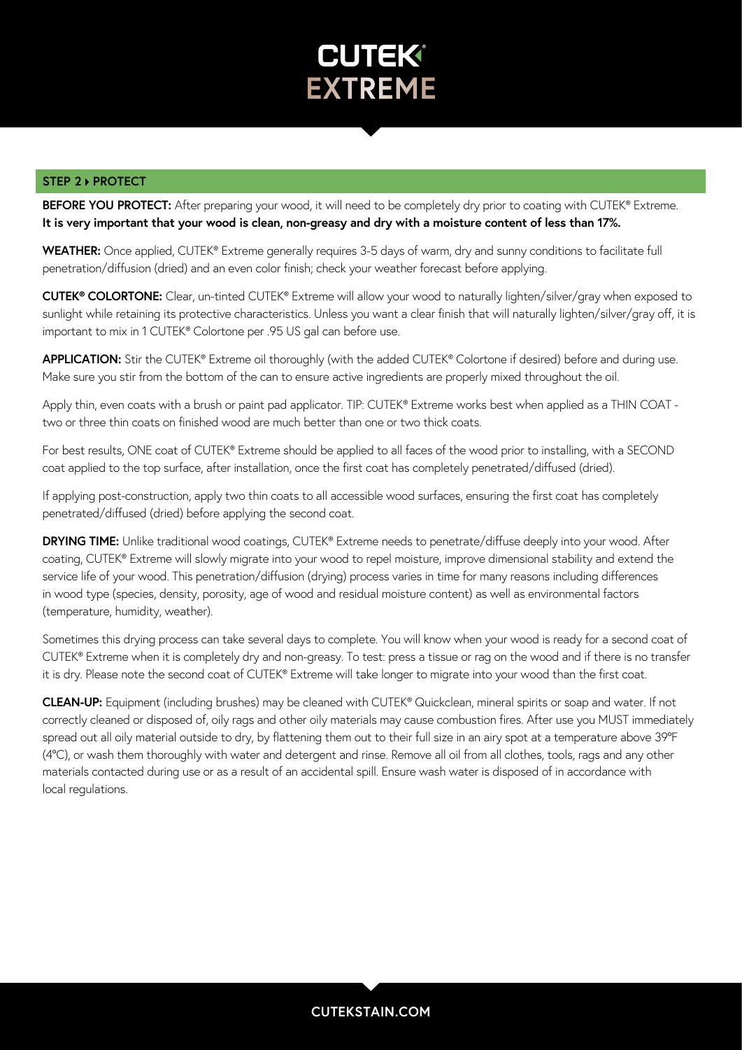# CUTEK® EXTREME

## STEP 2 ▸ PROTECT

**BEFORE YOU PROTECT:** After preparing your wood, it will need to be completely dry prior to coating with CUTEK® Extreme. **It is very important that your wood is clean, non-greasy and dry with a moisture content of less than 17%.**

**WEATHER:** Once applied, CUTEK® Extreme generally requires 3-5 days of warm, dry and sunny conditions to facilitate full penetration/diffusion (dried) and an even color finish; check your weather forecast before applying.

**CUTEK® COLORTONE:** Clear, un-tinted CUTEK® Extreme will allow your wood to naturally lighten/silver/gray when exposed to sunlight while retaining its protective characteristics. Unless you want a clear finish that will naturally lighten/silver/gray off, it is important to mix in 1 CUTEK® Colortone per .95 US gal can before use.

**APPLICATION:** Stir the CUTEK® Extreme oil thoroughly (with the added CUTEK® Colortone if desired) before and during use. Make sure you stir from the bottom of the can to ensure active ingredients are properly mixed throughout the oil.

Apply thin, even coats with a brush or paint pad applicator. TIP: CUTEK® Extreme works best when applied as a THIN COAT - two or three thin coats on finished wood are much better than one or two thick coats.

For best results, ONE coat of CUTEK® Extreme should be applied to all faces of the wood prior to installing, with a SECOND coat applied to the top surface, after installation, once the first coat has completely penetrated/diffused (dried).

If applying post-construction, apply two thin coats to all accessible wood surfaces, ensuring the first coat has completely penetrated/diffused (dried) before applying the second coat.

**DRYING TIME:** Unlike traditional wood coatings, CUTEK® Extreme needs to penetrate/diffuse deeply into your wood. After coating, CUTEK® Extreme will slowly migrate into your wood to repel moisture, improve dimensional stability and extend the service life of your wood. This penetration/diffusion (drying) process varies in time for many reasons including differences in wood type (species, density, porosity, age of wood and residual moisture content) as well as environmental factors (temperature, humidity, weather).

Sometimes this drying process can take several days to complete. You will know when your wood is ready for a second coat of CUTEK® Extreme when it is completely dry and non-greasy. To test: press a tissue or rag on the wood and if there is no transfer it is dry. Please note the second coat of CUTEK® Extreme will take longer to migrate into your wood than the first coat.

**CLEAN-UP:** Equipment (including brushes) may be cleaned with CUTEK® Quickclean, mineral spirits or soap and water. If not correctly cleaned or disposed of, oily rags and other oily materials may cause combustion fires. After use you MUST immediately spread out all oily material outside to dry, by flattening them out to their full size in an airy spot at a temperature above 39°F (4°C), or wash them thoroughly with water and detergent and rinse. Remove all oil from all clothes, tools, rags and any other materials contacted during use or as a result of an accidental spill. Ensure wash water is disposed of in accordance with local regulations.

CUTEKSTAIN.COM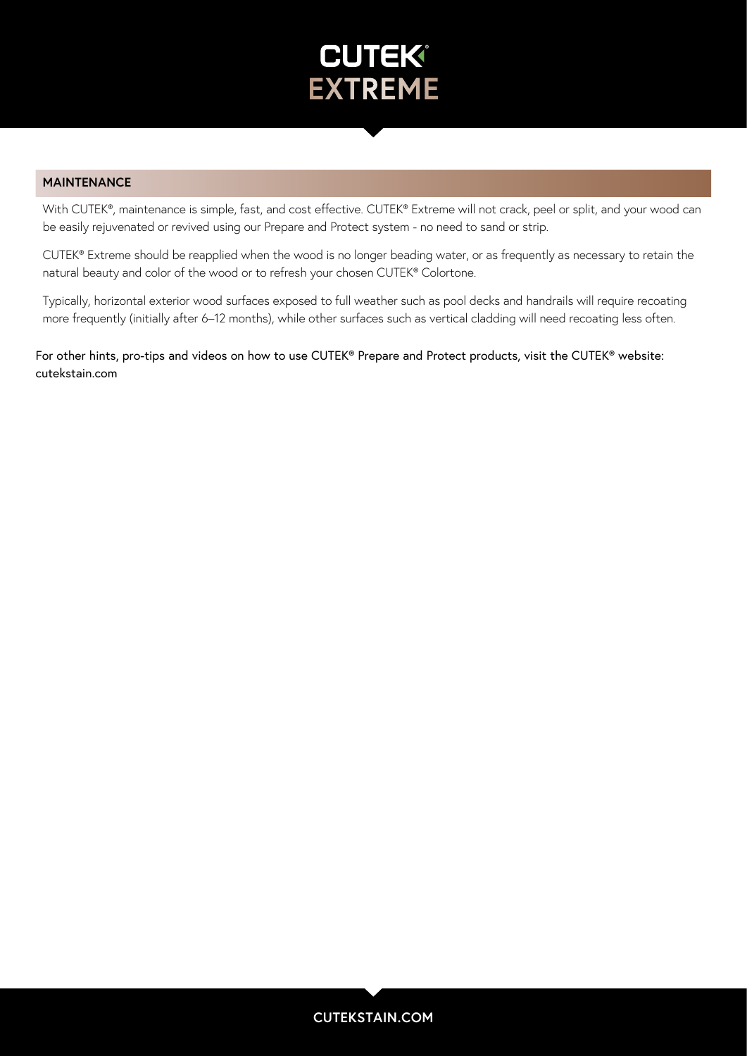## MAINTENANCE

With CUTEK®, maintenance is simple, fast, and cost effective. CUTEK® Extreme will not crack, peel or split, and your wood can be easily rejuvenated or revived using our Prepare and Protect system - no need to sand or strip.

CUTEK® Extreme should be reapplied when the wood is no longer beading water, or as frequently as necessary to retain the natural beauty and color of the wood or to refresh your chosen CUTEK® Colortone.

Typically, horizontal exterior wood surfaces exposed to full weather such as pool decks and handrails will require recoating more frequently (initially after 6–12 months), while other surfaces such as vertical cladding will need recoating less often.

For other hints, pro-tips and videos on how to use CUTEK® Prepare and Protect products, visit the CUTEK® website: cutekstain.com